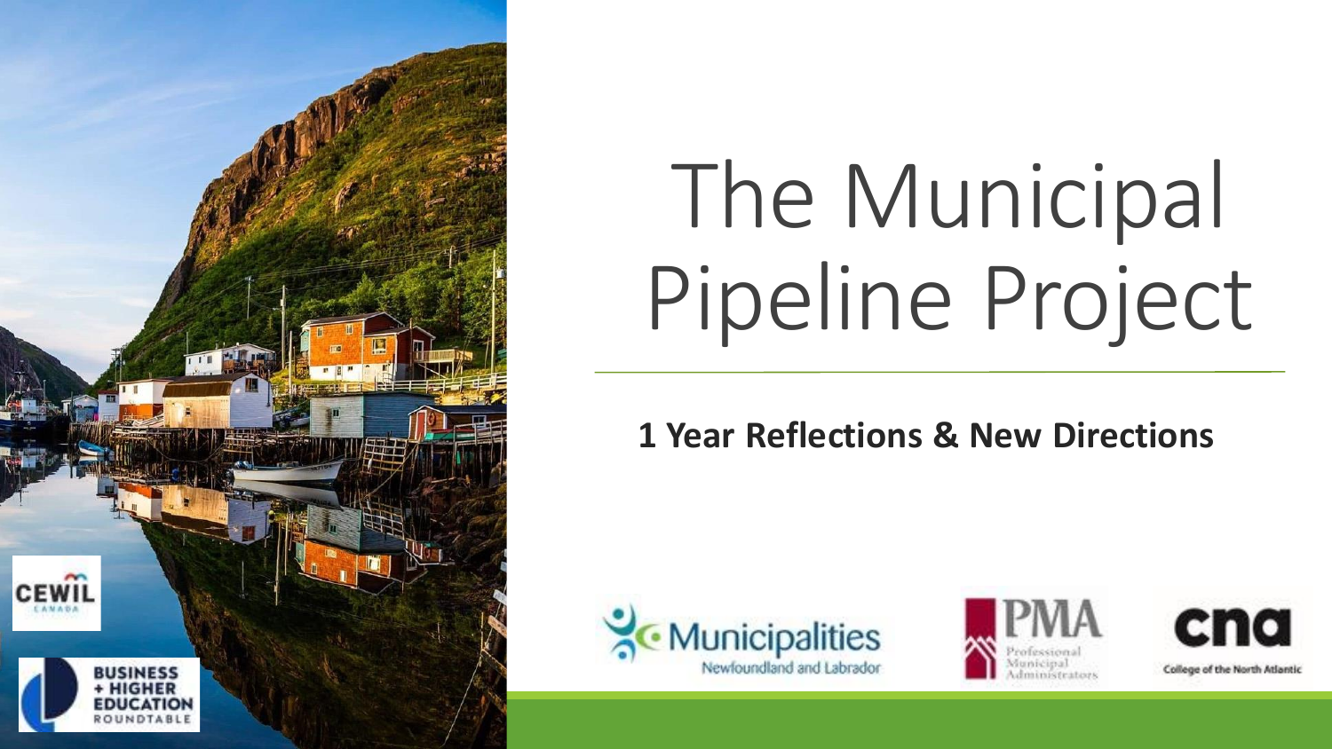# The Municipal Pipeline Project

**1 Year Reflections & New Directions**

CEWIL Canada

Business + Higher Education Roundtable

Municipalities Newfoundland and Labrador

PMA Professional Municipal Administrators

cna College of the North Atlantic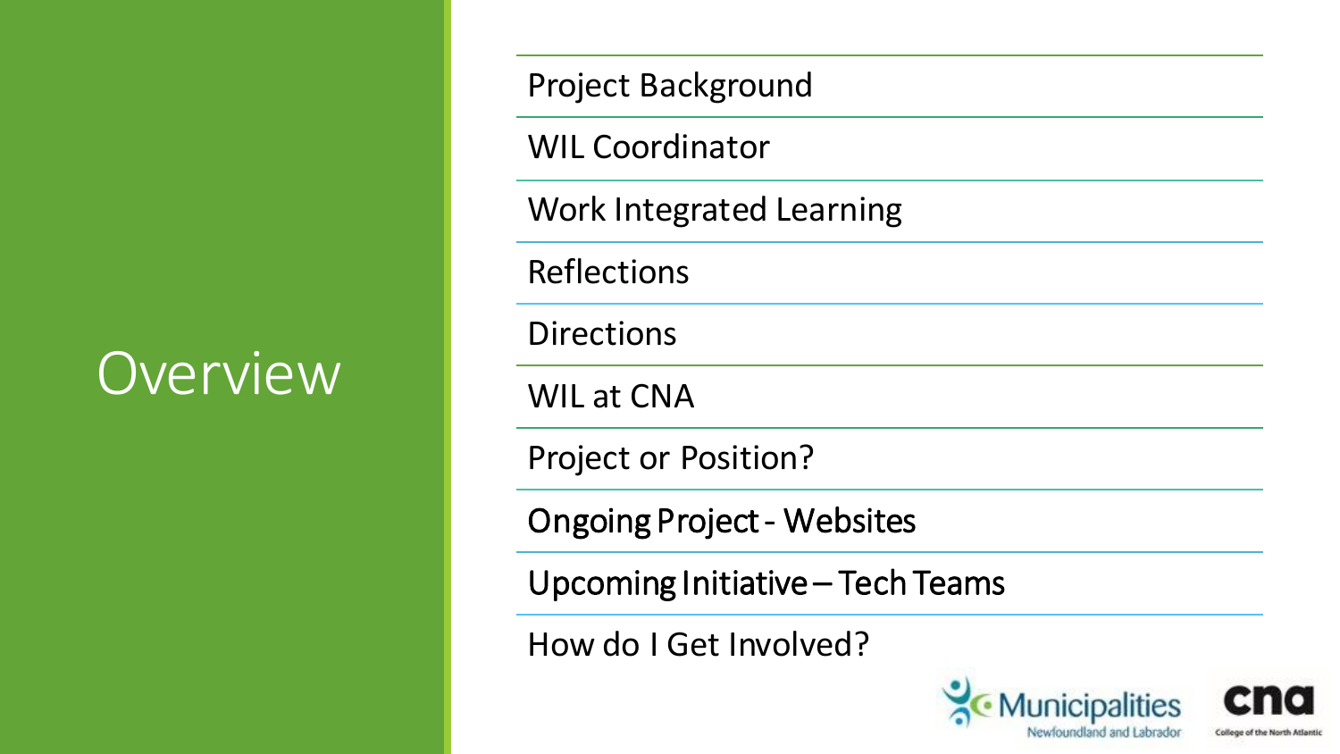# Overview

- Project Background
- WIL Coordinator
- Work Integrated Learning
- Reflections
- Directions
- WIL at CNA
- Project or Position?
- Ongoing Project - Websites
- Upcoming Initiative – Tech Teams
- How do I Get Involved?

Municipalities Newfoundland and Labrador

cna College of the North Atlantic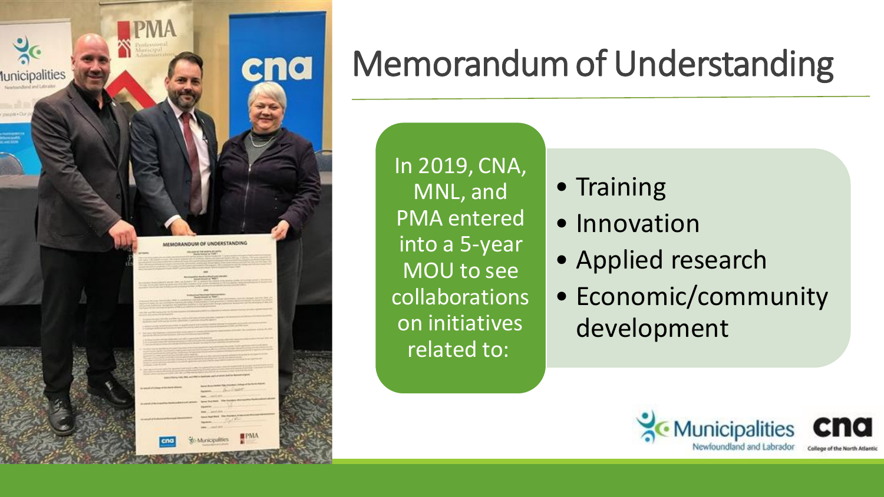# Memorandum of Understanding

In 2019, CNA, MNL, and PMA entered into a 5-year MOU to see collaborations on initiatives related to:

- Training
- Innovation
- Applied research
- Economic/community development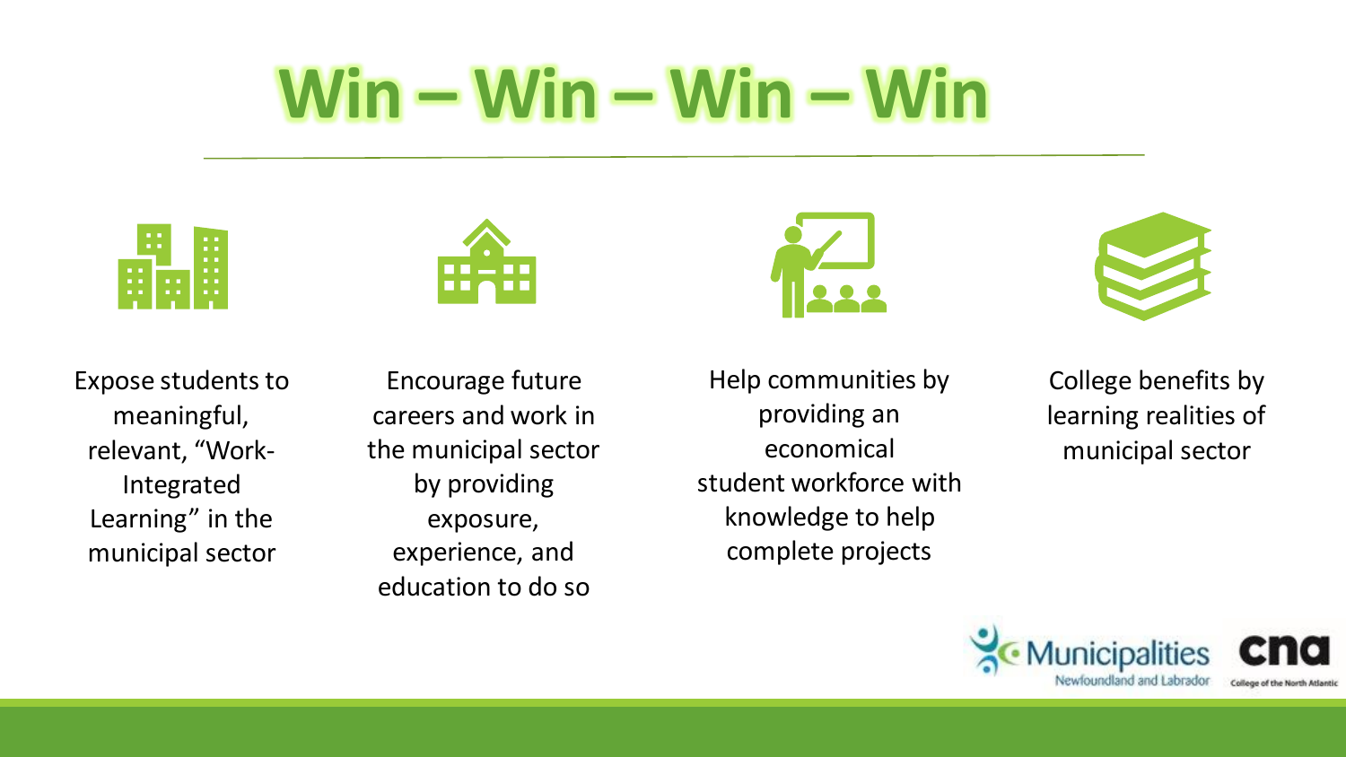# Win – Win – Win – Win

- Expose students to meaningful, relevant, "Work-Integrated Learning" in the municipal sector
- Encourage future careers and work in the municipal sector by providing exposure, experience, and education to do so
- Help communities by providing an economical student workforce with knowledge to help complete projects
- College benefits by learning realities of municipal sector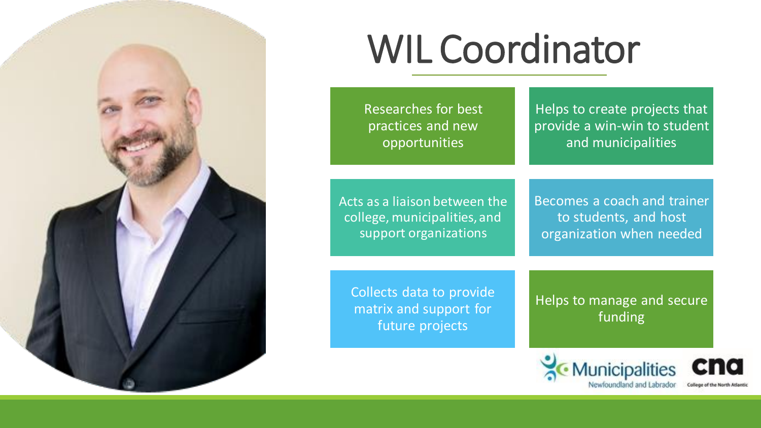# WIL Coordinator

- Researches for best practices and new opportunities
- Helps to create projects that provide a win-win to student and municipalities
- Acts as a liaison between the college, municipalities, and support organizations
- Becomes a coach and trainer to students, and host organization when needed
- Collects data to provide matrix and support for future projects
- Helps to manage and secure funding

Municipalities Newfoundland and Labrador

cna College of the North Atlantic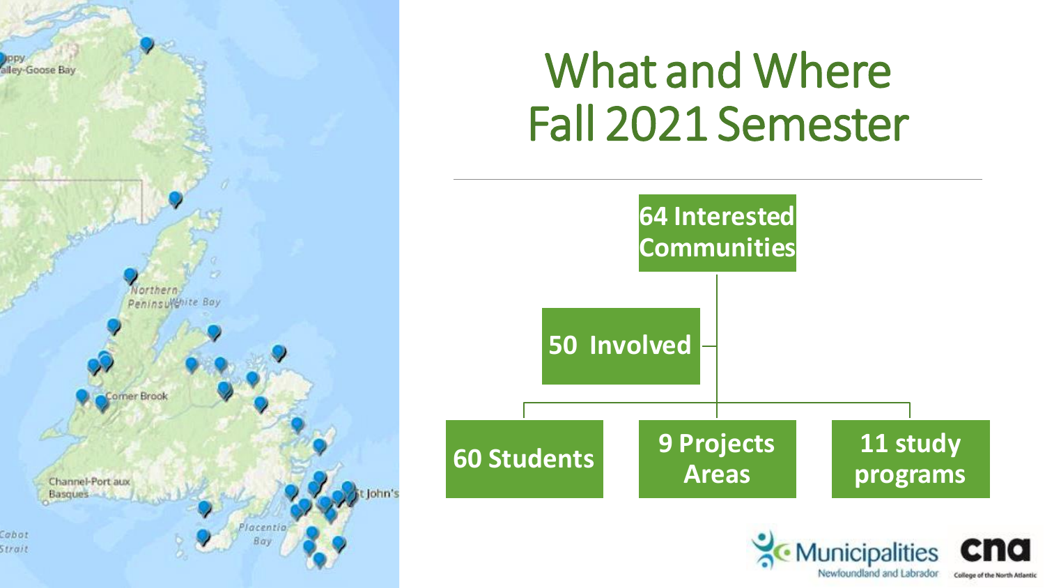# What and Where
# Fall 2021 Semester

**64 Interested Communities**

**50 Involved**

**60 Students**

**9 Projects Areas**

**11 study programs**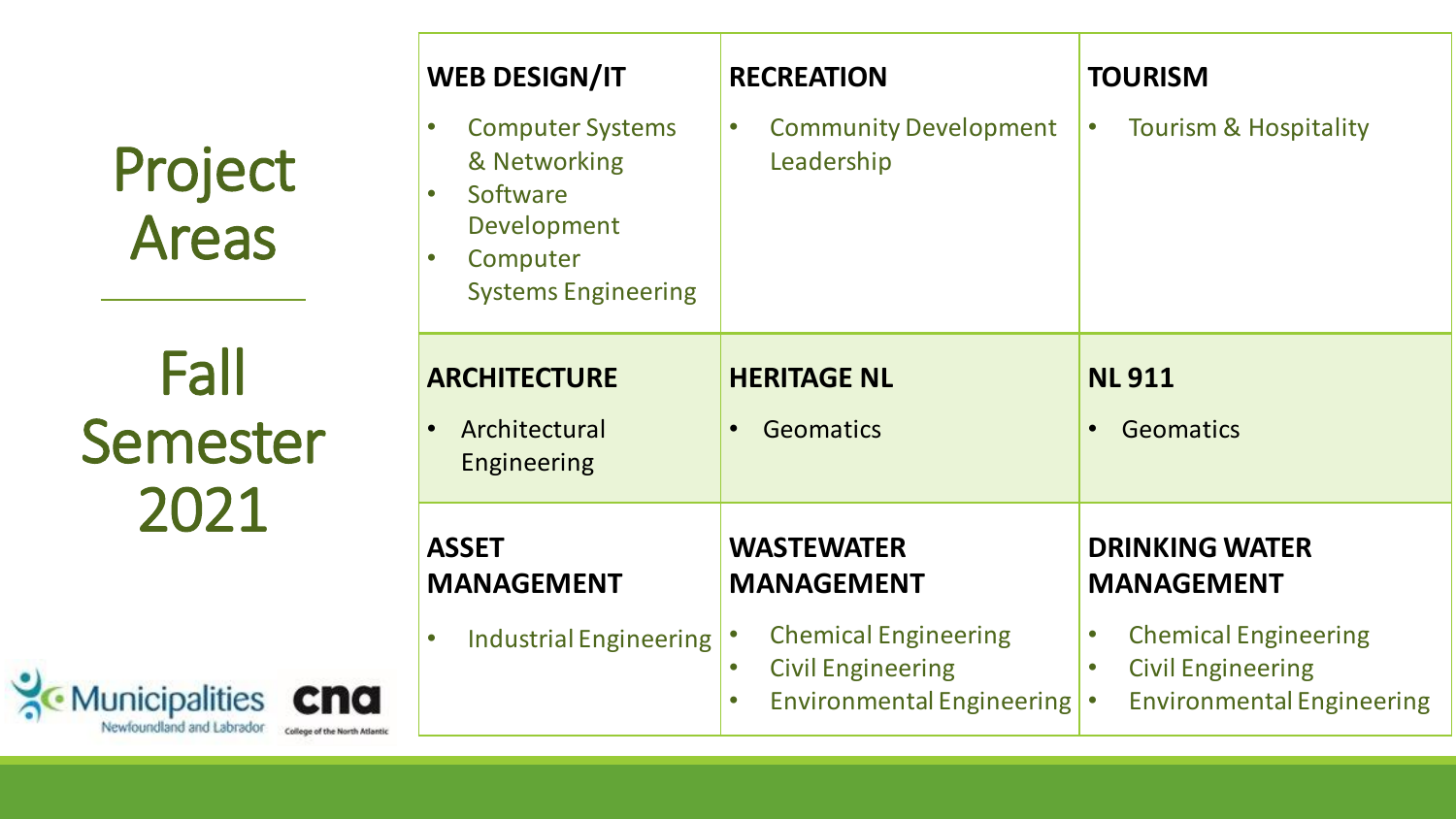# Project Areas

## Fall Semester 2021

| WEB DESIGN/IT | RECREATION | TOURISM |
| --- | --- | --- |
| • Computer Systems & Networking<br>• Software Development<br>• Computer Systems Engineering | • Community Development Leadership | • Tourism & Hospitality |
| **ARCHITECTURE** | **HERITAGE NL** | **NL 911** |
| • Architectural Engineering | • Geomatics | • Geomatics |
| **ASSET MANAGEMENT** | **WASTEWATER MANAGEMENT** | **DRINKING WATER MANAGEMENT** |
| • Industrial Engineering | • Chemical Engineering<br>• Civil Engineering<br>• Environmental Engineering | • Chemical Engineering<br>• Civil Engineering<br>• Environmental Engineering |

Municipalities Newfoundland and Labrador

cna College of the North Atlantic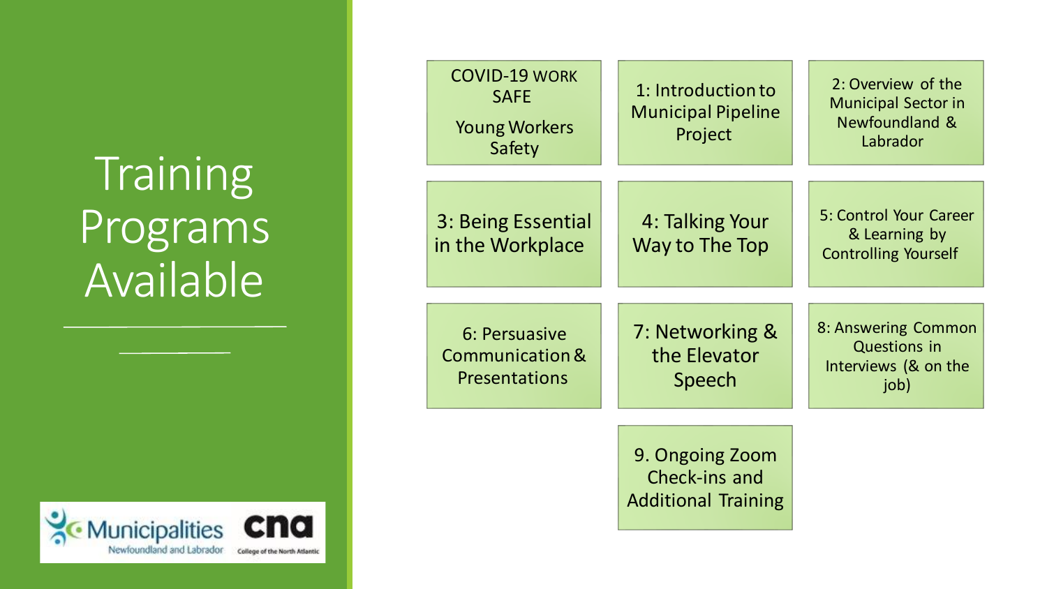# Training Programs Available

- COVID-19 WORK SAFE
  Young Workers Safety
- 1: Introduction to Municipal Pipeline Project
- 2: Overview of the Municipal Sector in Newfoundland & Labrador
- 3: Being Essential in the Workplace
- 4: Talking Your Way to The Top
- 5: Control Your Career & Learning by Controlling Yourself
- 6: Persuasive Communication & Presentations
- 7: Networking & the Elevator Speech
- 8: Answering Common Questions in Interviews (& on the job)
- 9. Ongoing Zoom Check-ins and Additional Training

Municipalities Newfoundland and Labrador

cna College of the North Atlantic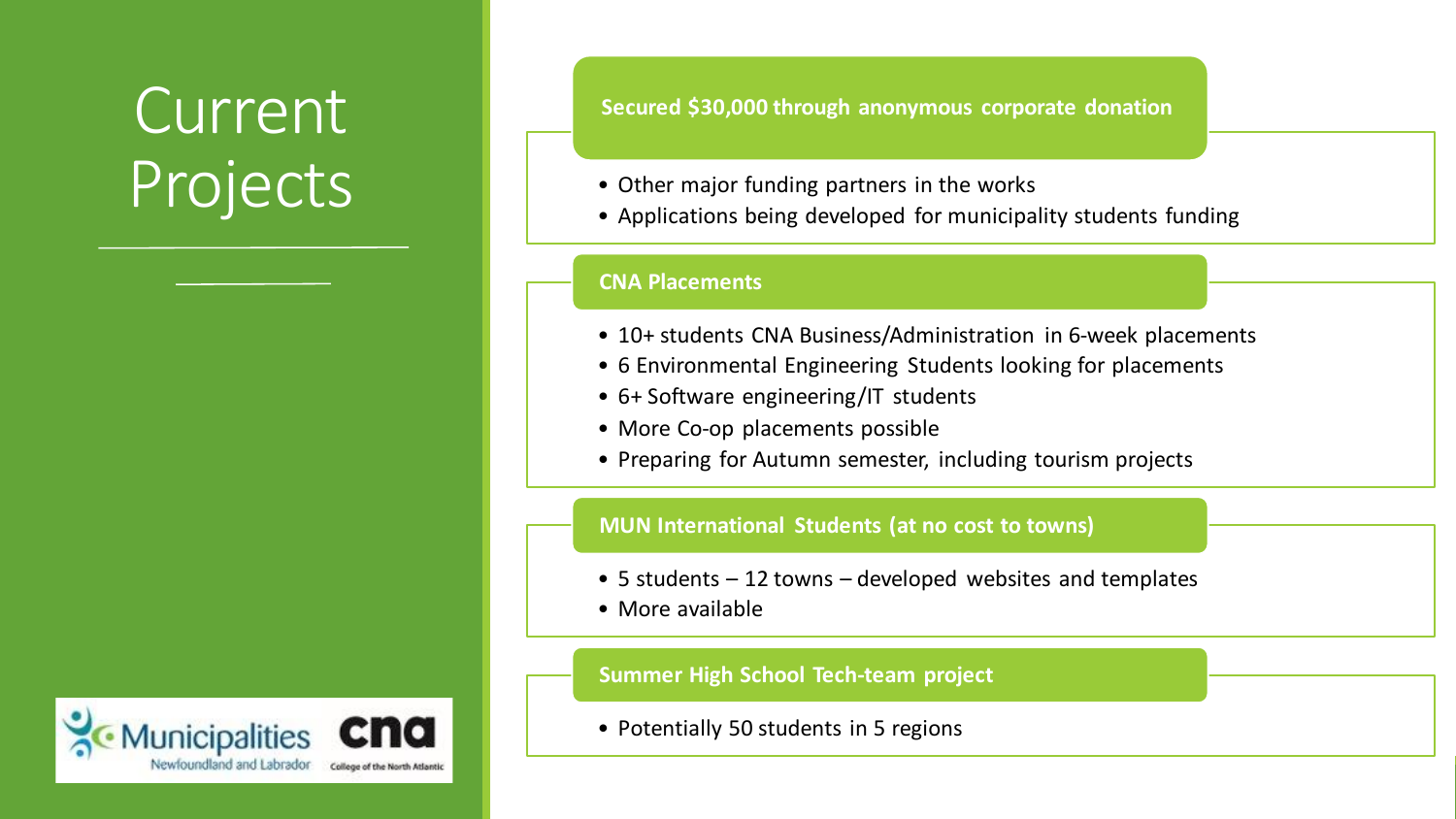# Current Projects

### Secured $30,000 through anonymous corporate donation

- Other major funding partners in the works
- Applications being developed for municipality students funding

### CNA Placements

- 10+ students CNA Business/Administration in 6-week placements
- 6 Environmental Engineering Students looking for placements
- 6+ Software engineering/IT students
- More Co-op placements possible
- Preparing for Autumn semester, including tourism projects

### MUN International Students (at no cost to towns)

- 5 students – 12 towns – developed websites and templates
- More available

### Summer High School Tech-team project

- Potentially 50 students in 5 regions

Municipalities Newfoundland and Labrador

cna College of the North Atlantic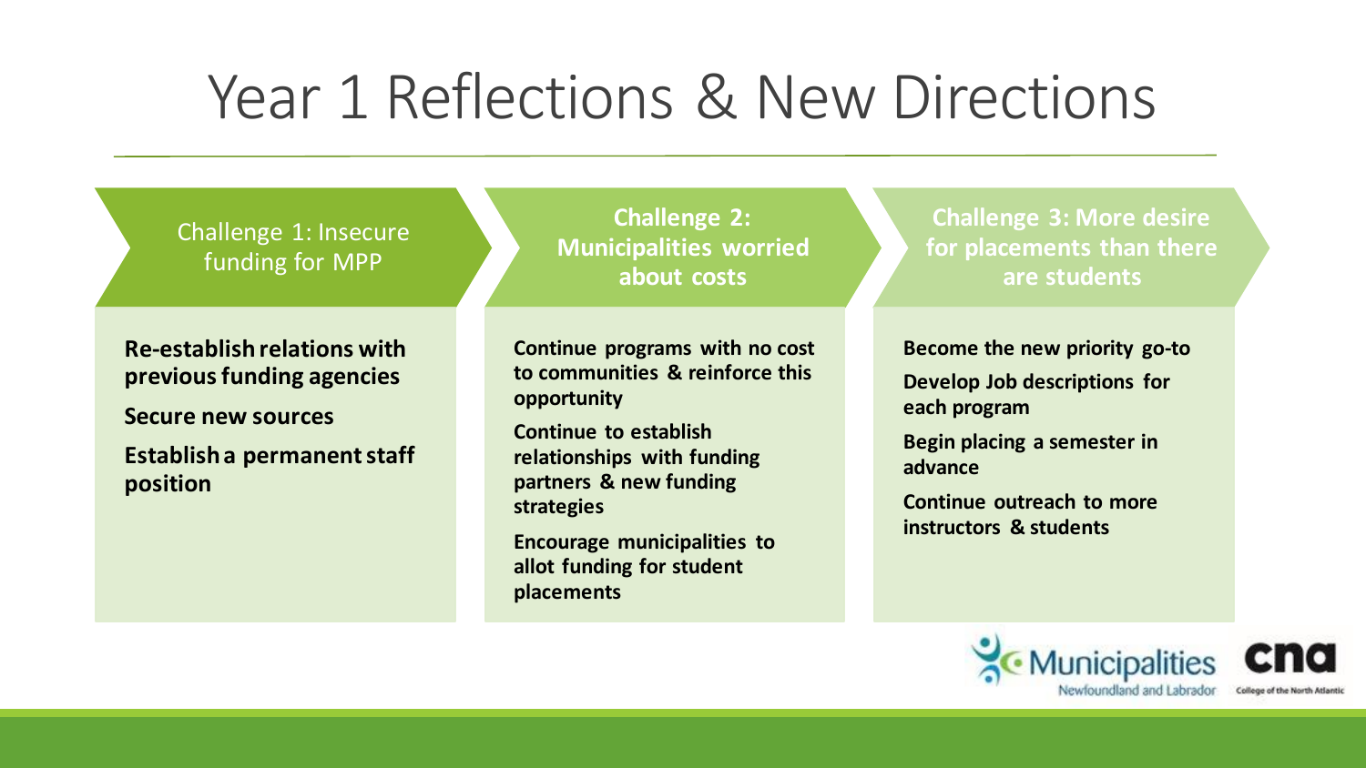# Year 1 Reflections & New Directions

## Challenge 1: Insecure funding for MPP

**Re-establish relations with previous funding agencies**

**Secure new sources**

**Establish a permanent staff position**

## Challenge 2: Municipalities worried about costs

**Continue programs with no cost to communities & reinforce this opportunity**

**Continue to establish relationships with funding partners & new funding strategies**

**Encourage municipalities to allot funding for student placements**

## Challenge 3: More desire for placements than there are students

**Become the new priority go-to**

**Develop Job descriptions for each program**

**Begin placing a semester in advance**

**Continue outreach to more instructors & students**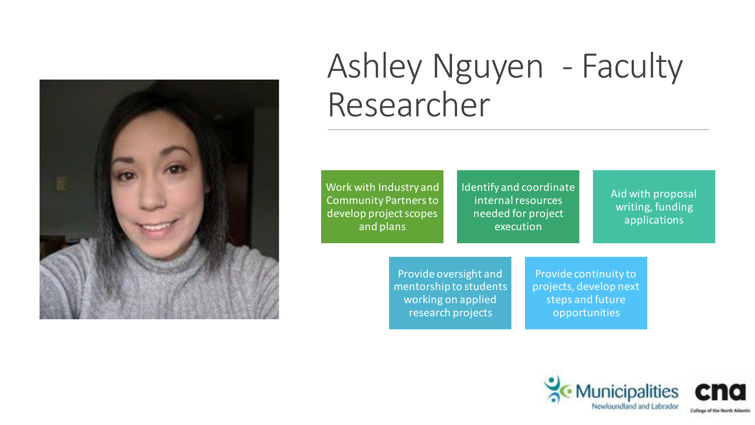# Ashley Nguyen - Faculty Researcher

- Work with Industry and Community Partners to develop project scopes and plans
- Identify and coordinate internal resources needed for project execution
- Aid with proposal writing, funding applications
- Provide oversight and mentorship to students working on applied research projects
- Provide continuity to projects, develop next steps and future opportunities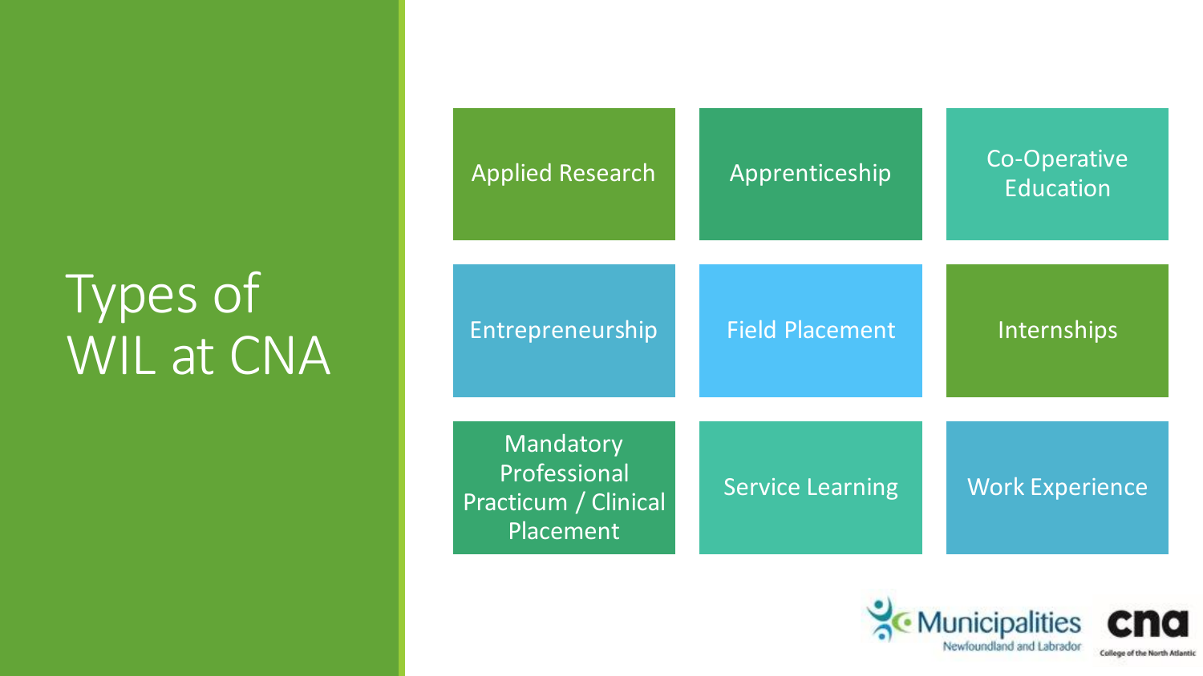# Types of WIL at CNA

- Applied Research
- Apprenticeship
- Co-Operative Education
- Entrepreneurship
- Field Placement
- Internships
- Mandatory Professional Practicum / Clinical Placement
- Service Learning
- Work Experience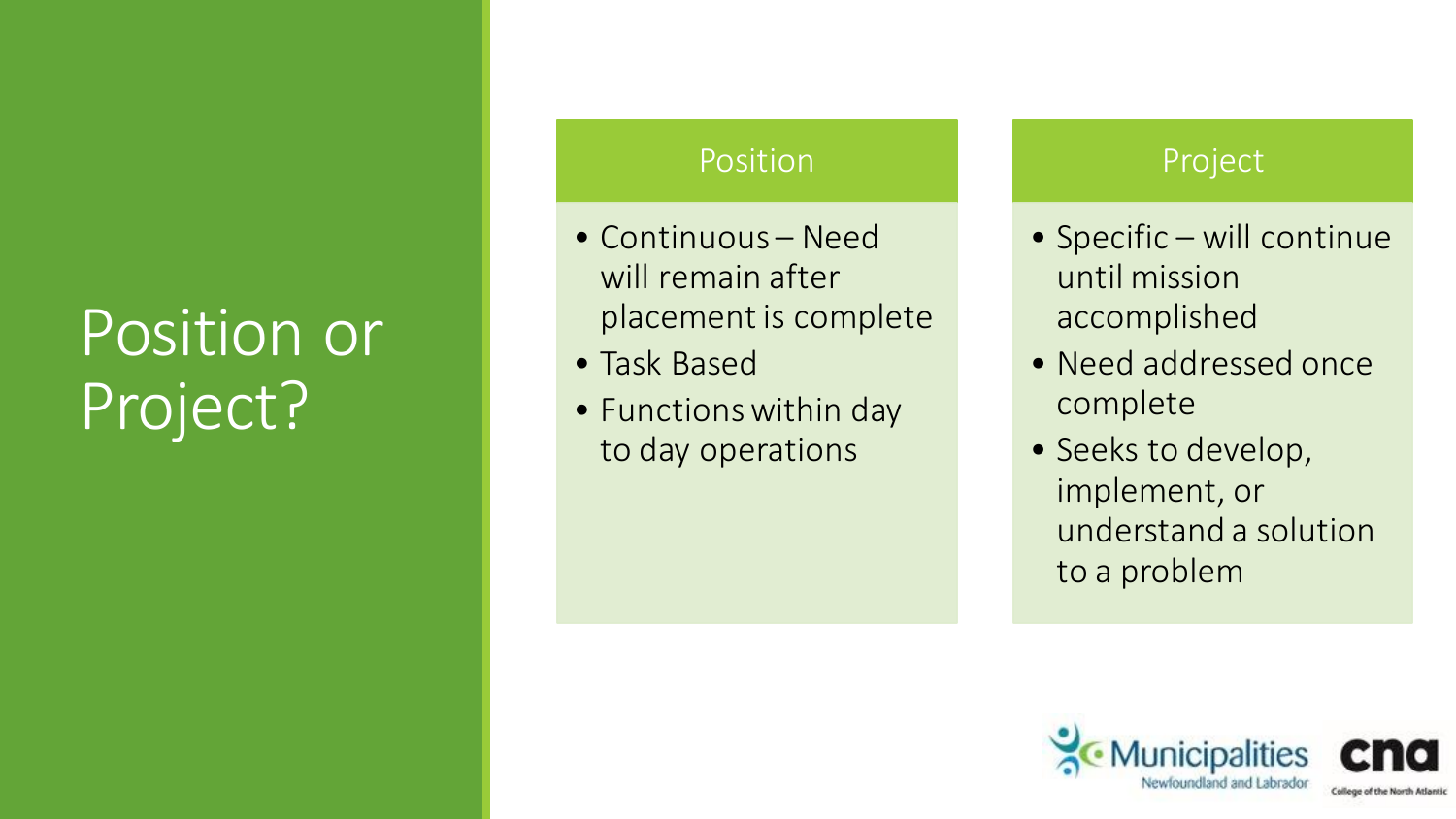# Position or Project?

## Position

- Continuous – Need will remain after placement is complete
- Task Based
- Functions within day to day operations

## Project

- Specific – will continue until mission accomplished
- Need addressed once complete
- Seeks to develop, implement, or understand a solution to a problem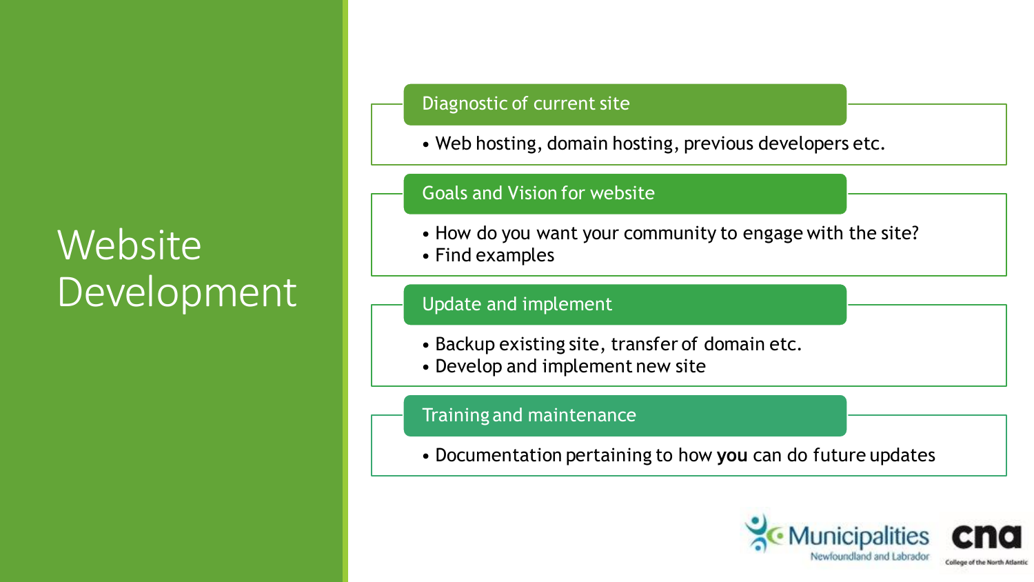# Website Development

### Diagnostic of current site

- Web hosting, domain hosting, previous developers etc.

### Goals and Vision for website

- How do you want your community to engage with the site?
- Find examples

### Update and implement

- Backup existing site, transfer of domain etc.
- Develop and implement new site

### Training and maintenance

- Documentation pertaining to how **you** can do future updates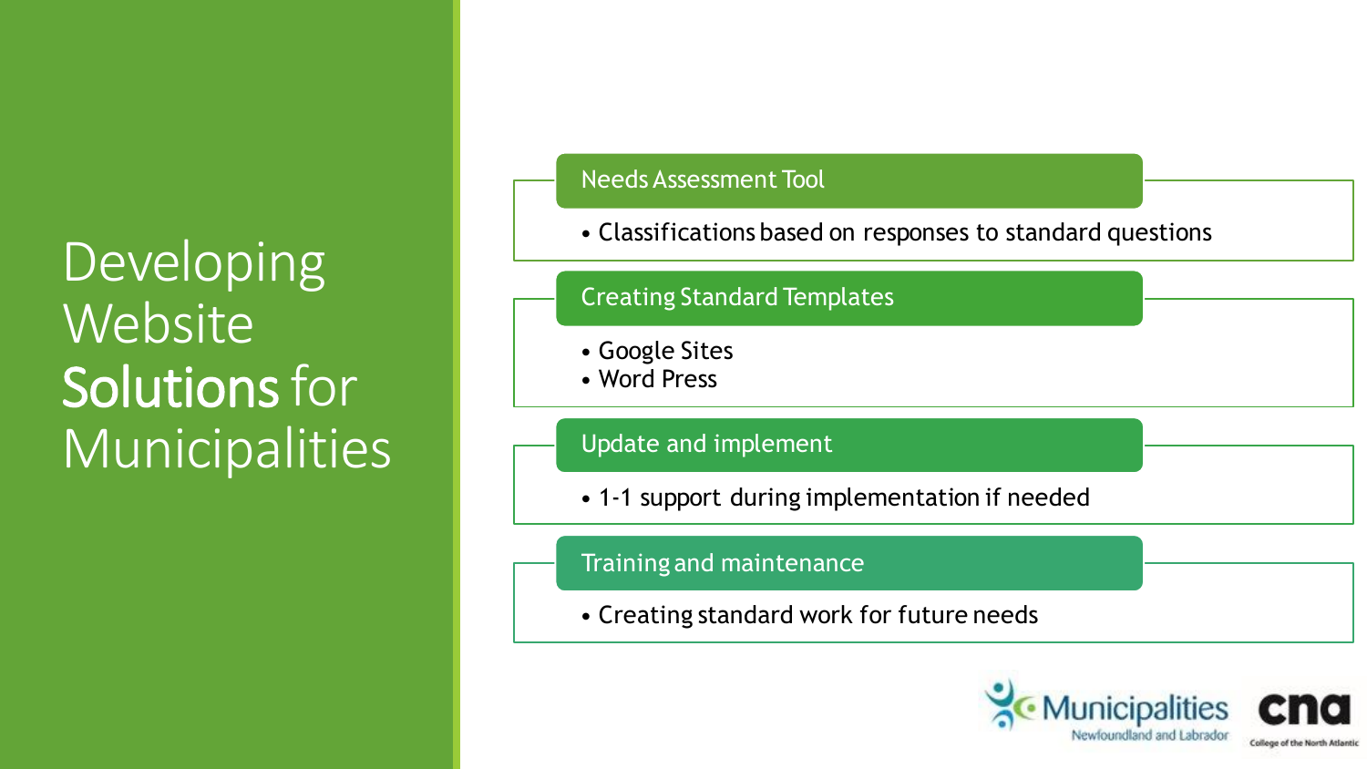# Developing Website Solutions for Municipalities

## Needs Assessment Tool

- Classifications based on responses to standard questions

## Creating Standard Templates

- Google Sites
- Word Press

## Update and implement

- 1-1 support during implementation if needed

## Training and maintenance

- Creating standard work for future needs

Municipalities Newfoundland and Labrador

cna College of the North Atlantic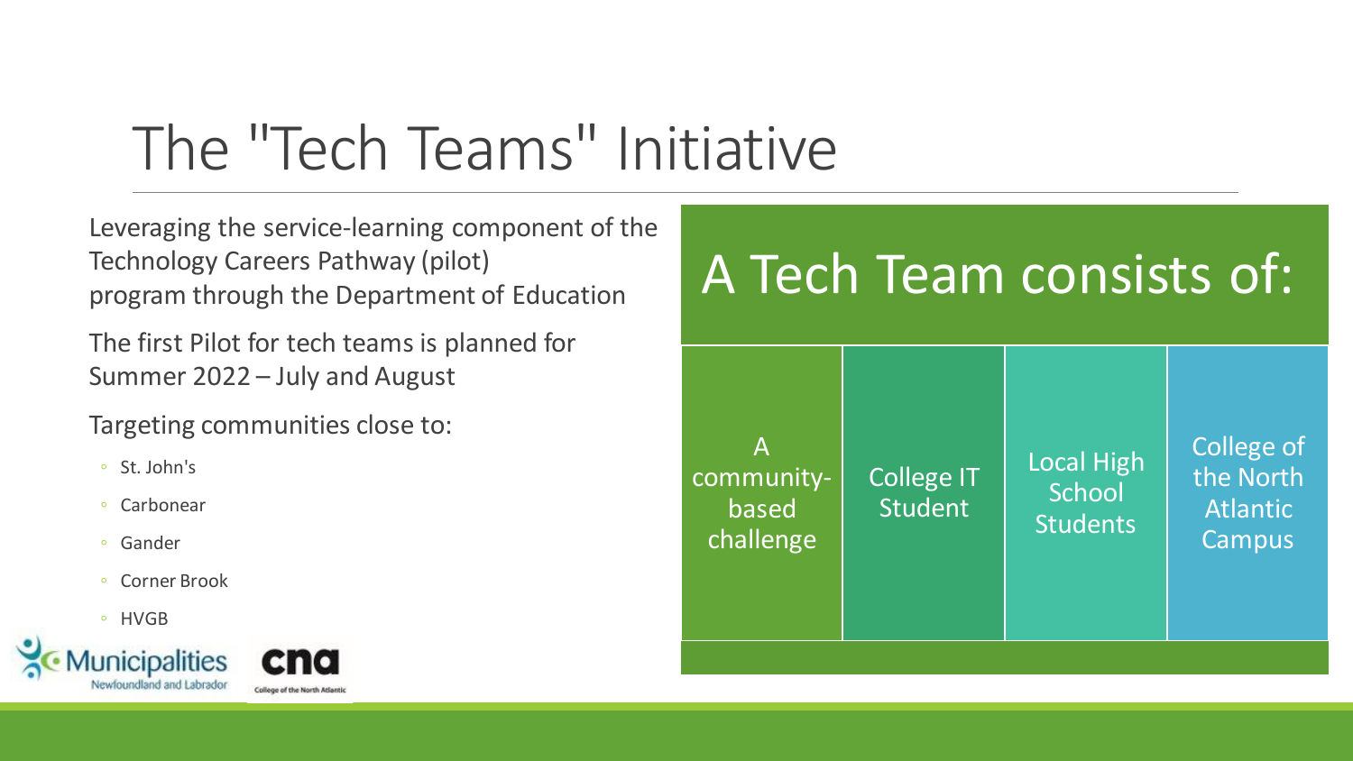# The "Tech Teams" Initiative

Leveraging the service-learning component of the Technology Careers Pathway (pilot) program through the Department of Education

The first Pilot for tech teams is planned for Summer 2022 – July and August

Targeting communities close to:

- St. John's
- Carbonear
- Gander
- Corner Brook
- HVGB

## A Tech Team consists of:

- A community-based challenge
- College IT Student
- Local High School Students
- College of the North Atlantic Campus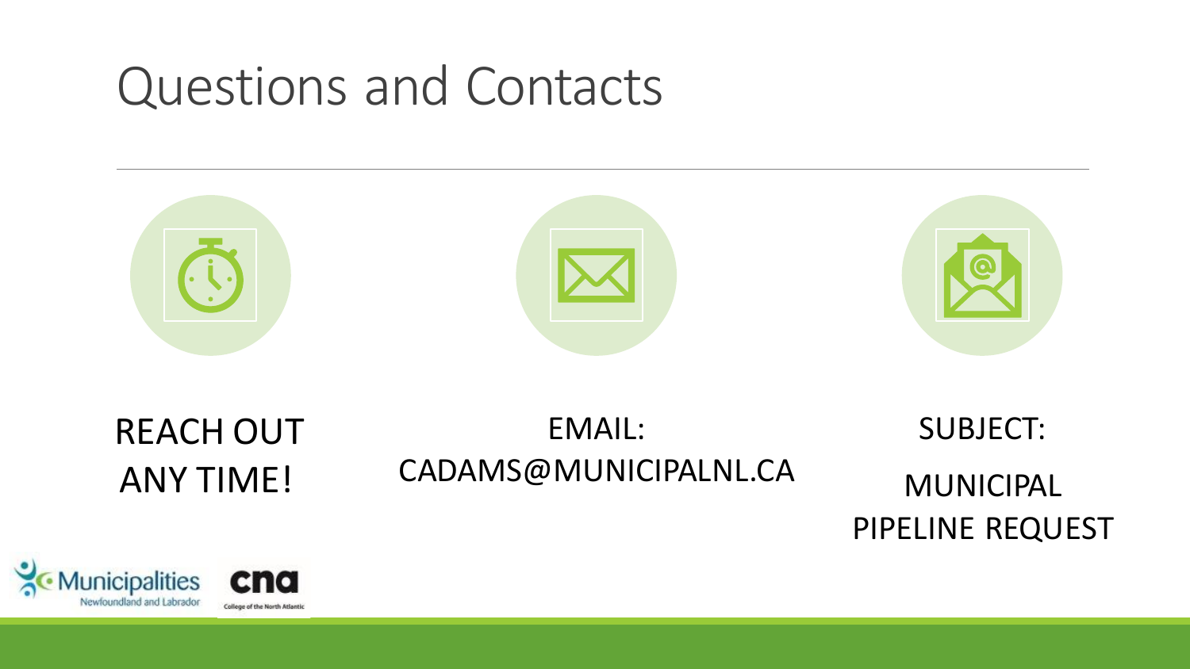# Questions and Contacts

REACH OUT ANY TIME!

EMAIL: CADAMS@MUNICIPALNL.CA

SUBJECT: MUNICIPAL PIPELINE REQUEST